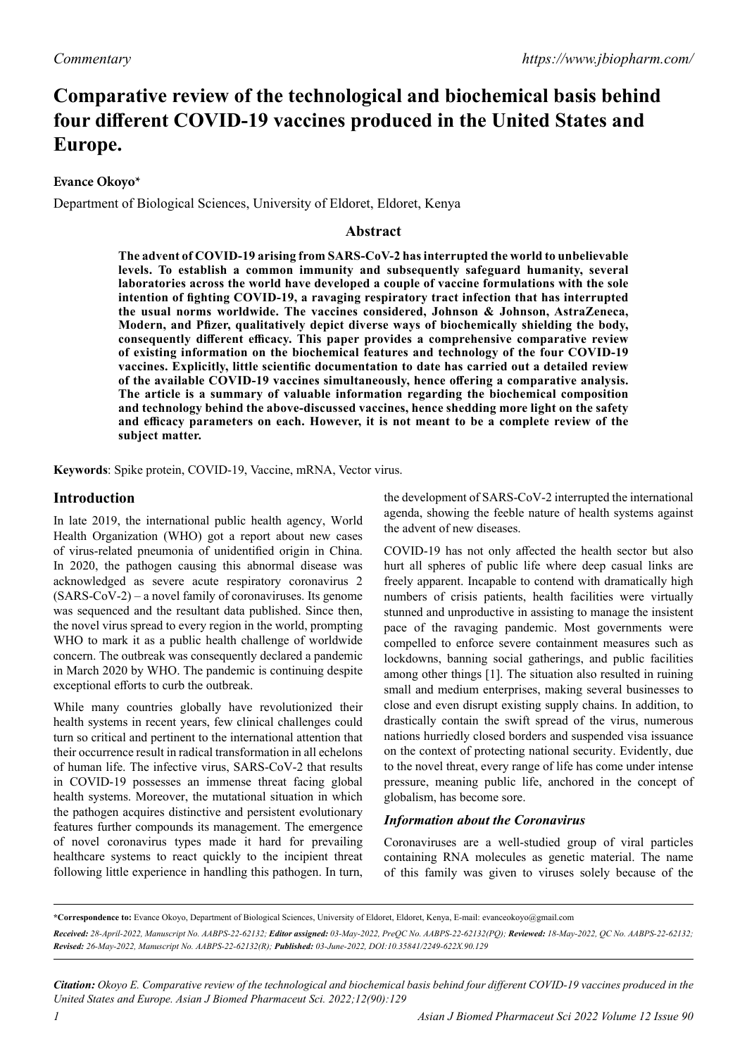*Commentary*

https://www.jbiopharm.com/

# Comparative review of the technological and biochemical basis behind four different COVID-19 vaccines produced in the United States and Europe.

**Evance Okoyo***

Department of Biological Sciences, University of Eldoret, Eldoret, Kenya

## Abstract

**The advent of COVID-19 arising from SARS-CoV-2 has interrupted the world to unbelievable levels. To establish a common immunity and subsequently safeguard humanity, several laboratories across the world have developed a couple of vaccine formulations with the sole intention of fighting COVID-19, a ravaging respiratory tract infection that has interrupted the usual norms worldwide. The vaccines considered, Johnson & Johnson, AstraZeneca, Modern, and Pfizer, qualitatively depict diverse ways of biochemically shielding the body, consequently different efficacy. This paper provides a comprehensive comparative review of existing information on the biochemical features and technology of the four COVID-19 vaccines. Explicitly, little scientific documentation to date has carried out a detailed review of the available COVID-19 vaccines simultaneously, hence offering a comparative analysis. The article is a summary of valuable information regarding the biochemical composition and technology behind the above-discussed vaccines, hence shedding more light on the safety and efficacy parameters on each. However, it is not meant to be a complete review of the subject matter.**

**Keywords**: Spike protein, COVID-19, Vaccine, mRNA, Vector virus.

## Introduction

In late 2019, the international public health agency, World Health Organization (WHO) got a report about new cases of virus-related pneumonia of unidentified origin in China. In 2020, the pathogen causing this abnormal disease was acknowledged as severe acute respiratory coronavirus 2 (SARS-CoV-2) – a novel family of coronaviruses. Its genome was sequenced and the resultant data published. Since then, the novel virus spread to every region in the world, prompting WHO to mark it as a public health challenge of worldwide concern. The outbreak was consequently declared a pandemic in March 2020 by WHO. The pandemic is continuing despite exceptional efforts to curb the outbreak.

While many countries globally have revolutionized their health systems in recent years, few clinical challenges could turn so critical and pertinent to the international attention that their occurrence result in radical transformation in all echelons of human life. The infective virus, SARS-CoV-2 that results in COVID-19 possesses an immense threat facing global health systems. Moreover, the mutational situation in which the pathogen acquires distinctive and persistent evolutionary features further compounds its management. The emergence of novel coronavirus types made it hard for prevailing healthcare systems to react quickly to the incipient threat following little experience in handling this pathogen. In turn, the development of SARS-CoV-2 interrupted the international agenda, showing the feeble nature of health systems against the advent of new diseases.

COVID-19 has not only affected the health sector but also hurt all spheres of public life where deep casual links are freely apparent. Incapable to contend with dramatically high numbers of crisis patients, health facilities were virtually stunned and unproductive in assisting to manage the insistent pace of the ravaging pandemic. Most governments were compelled to enforce severe containment measures such as lockdowns, banning social gatherings, and public facilities among other things [1]. The situation also resulted in ruining small and medium enterprises, making several businesses to close and even disrupt existing supply chains. In addition, to drastically contain the swift spread of the virus, numerous nations hurriedly closed borders and suspended visa issuance on the context of protecting national security. Evidently, due to the novel threat, every range of life has come under intense pressure, meaning public life, anchored in the concept of globalism, has become sore.

### *Information about the Coronavirus*

Coronaviruses are a well-studied group of viral particles containing RNA molecules as genetic material. The name of this family was given to viruses solely because of the

---

***Correspondence to:** Evance Okoyo, Department of Biological Sciences, University of Eldoret, Eldoret, Kenya, E-mail: evanceokoyo@gmail.com

***Received:** 28-April-2022, Manuscript No. AABPS-22-62132; **Editor assigned:** 03-May-2022, PreQC No. AABPS-22-62132(PQ); **Reviewed:** 18-May-2022, QC No. AABPS-22-62132; **Revised:** 26-May-2022, Manuscript No. AABPS-22-62132(R); **Published:** 03-June-2022, DOI:10.35841/2249-622X.90.129*

***Citation:** Okoyo E. Comparative review of the technological and biochemical basis behind four different COVID-19 vaccines produced in the United States and Europe. Asian J Biomed Pharmaceut Sci. 2022;12(90):129*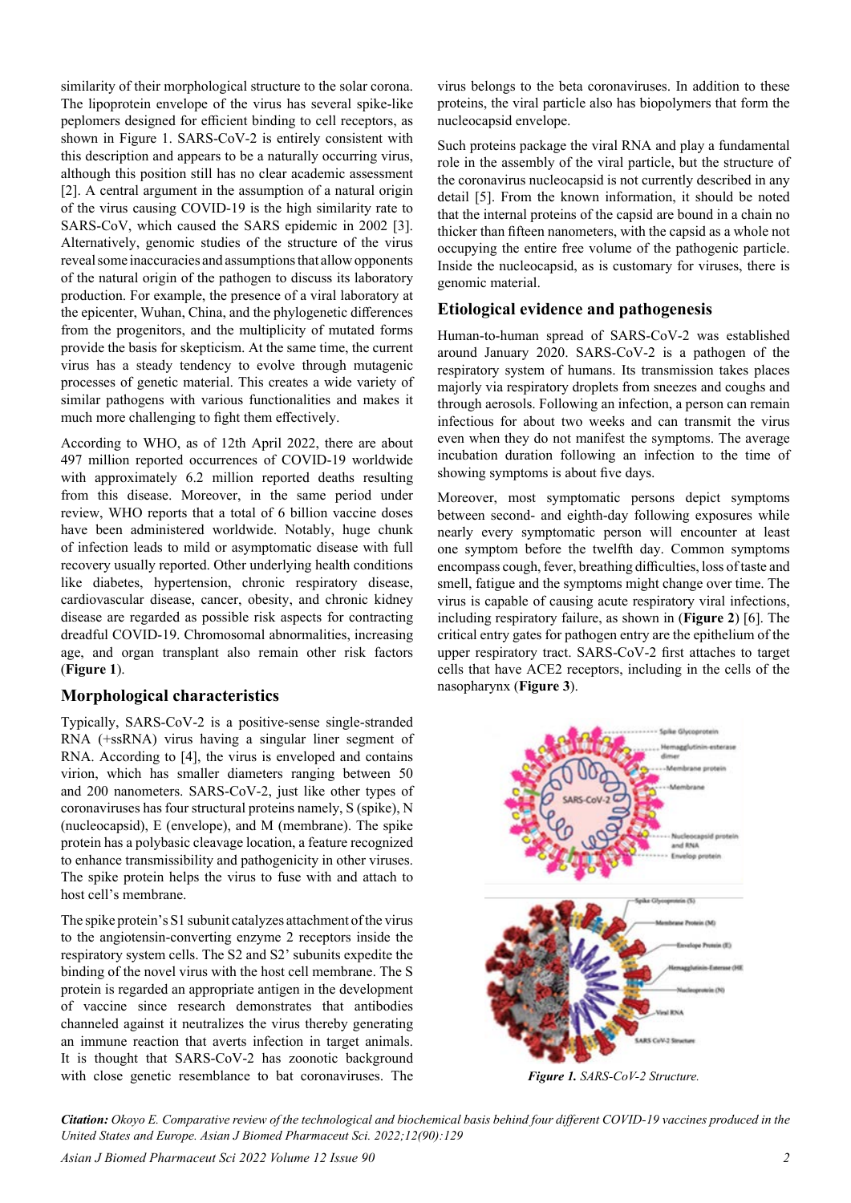similarity of their morphological structure to the solar corona. The lipoprotein envelope of the virus has several spike-like peplomers designed for efficient binding to cell receptors, as shown in Figure 1. SARS-CoV-2 is entirely consistent with this description and appears to be a naturally occurring virus, although this position still has no clear academic assessment [2]. A central argument in the assumption of a natural origin of the virus causing COVID-19 is the high similarity rate to SARS-CoV, which caused the SARS epidemic in 2002 [3]. Alternatively, genomic studies of the structure of the virus reveal some inaccuracies and assumptions that allow opponents of the natural origin of the pathogen to discuss its laboratory production. For example, the presence of a viral laboratory at the epicenter, Wuhan, China, and the phylogenetic differences from the progenitors, and the multiplicity of mutated forms provide the basis for skepticism. At the same time, the current virus has a steady tendency to evolve through mutagenic processes of genetic material. This creates a wide variety of similar pathogens with various functionalities and makes it much more challenging to fight them effectively.

According to WHO, as of 12th April 2022, there are about 497 million reported occurrences of COVID-19 worldwide with approximately 6.2 million reported deaths resulting from this disease. Moreover, in the same period under review, WHO reports that a total of 6 billion vaccine doses have been administered worldwide. Notably, huge chunk of infection leads to mild or asymptomatic disease with full recovery usually reported. Other underlying health conditions like diabetes, hypertension, chronic respiratory disease, cardiovascular disease, cancer, obesity, and chronic kidney disease are regarded as possible risk aspects for contracting dreadful COVID-19. Chromosomal abnormalities, increasing age, and organ transplant also remain other risk factors (**Figure 1**).

## Morphological characteristics

Typically, SARS-CoV-2 is a positive-sense single-stranded RNA (+ssRNA) virus having a singular liner segment of RNA. According to [4], the virus is enveloped and contains virion, which has smaller diameters ranging between 50 and 200 nanometers. SARS-CoV-2, just like other types of coronaviruses has four structural proteins namely, S (spike), N (nucleocapsid), E (envelope), and M (membrane). The spike protein has a polybasic cleavage location, a feature recognized to enhance transmissibility and pathogenicity in other viruses. The spike protein helps the virus to fuse with and attach to host cell's membrane.

The spike protein's S1 subunit catalyzes attachment of the virus to the angiotensin-converting enzyme 2 receptors inside the respiratory system cells. The S2 and S2' subunits expedite the binding of the novel virus with the host cell membrane. The S protein is regarded an appropriate antigen in the development of vaccine since research demonstrates that antibodies channeled against it neutralizes the virus thereby generating an immune reaction that averts infection in target animals. It is thought that SARS-CoV-2 has zoonotic background with close genetic resemblance to bat coronaviruses. The virus belongs to the beta coronaviruses. In addition to these proteins, the viral particle also has biopolymers that form the nucleocapsid envelope.

Such proteins package the viral RNA and play a fundamental role in the assembly of the viral particle, but the structure of the coronavirus nucleocapsid is not currently described in any detail [5]. From the known information, it should be noted that the internal proteins of the capsid are bound in a chain no thicker than fifteen nanometers, with the capsid as a whole not occupying the entire free volume of the pathogenic particle. Inside the nucleocapsid, as is customary for viruses, there is genomic material.

## Etiological evidence and pathogenesis

Human-to-human spread of SARS-CoV-2 was established around January 2020. SARS-CoV-2 is a pathogen of the respiratory system of humans. Its transmission takes places majorly via respiratory droplets from sneezes and coughs and through aerosols. Following an infection, a person can remain infectious for about two weeks and can transmit the virus even when they do not manifest the symptoms. The average incubation duration following an infection to the time of showing symptoms is about five days.

Moreover, most symptomatic persons depict symptoms between second- and eighth-day following exposures while nearly every symptomatic person will encounter at least one symptom before the twelfth day. Common symptoms encompass cough, fever, breathing difficulties, loss of taste and smell, fatigue and the symptoms might change over time. The virus is capable of causing acute respiratory viral infections, including respiratory failure, as shown in (**Figure 2**) [6]. The critical entry gates for pathogen entry are the epithelium of the upper respiratory tract. SARS-CoV-2 first attaches to target cells that have ACE2 receptors, including in the cells of the nasopharynx (**Figure 3**).

***Figure 1.*** *SARS-CoV-2 Structure.*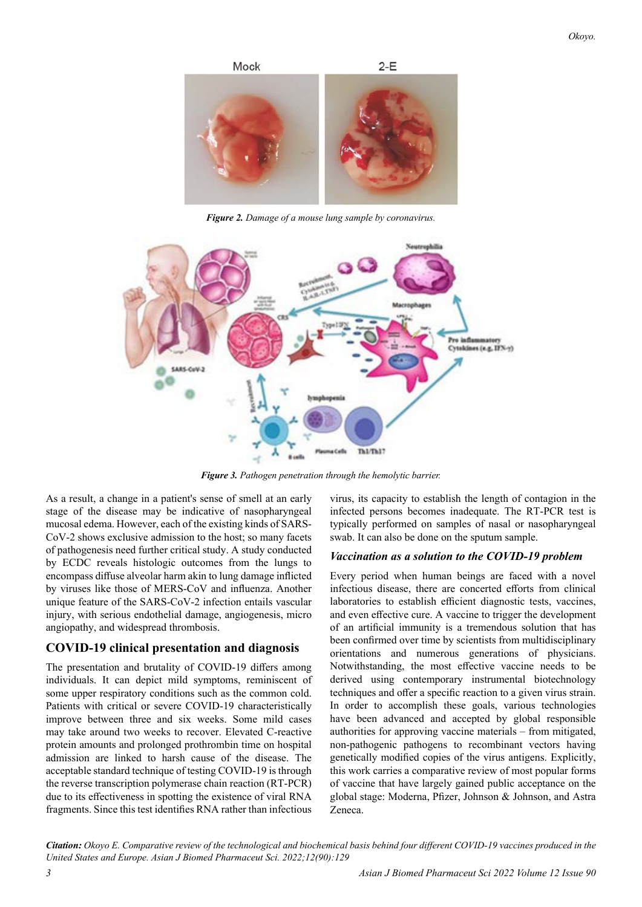Figure 2. *Damage of a mouse lung sample by coronavirus.*

Figure 3. *Pathogen penetration through the hemolytic barrier.*

As a result, a change in a patient's sense of smell at an early stage of the disease may be indicative of nasopharyngeal mucosal edema. However, each of the existing kinds of SARS-CoV-2 shows exclusive admission to the host; so many facets of pathogenesis need further critical study. A study conducted by ECDC reveals histologic outcomes from the lungs to encompass diffuse alveolar harm akin to lung damage inflicted by viruses like those of MERS-CoV and influenza. Another unique feature of the SARS-CoV-2 infection entails vascular injury, with serious endothelial damage, angiogenesis, micro angiopathy, and widespread thrombosis.

## COVID-19 clinical presentation and diagnosis

The presentation and brutality of COVID-19 differs among individuals. It can depict mild symptoms, reminiscent of some upper respiratory conditions such as the common cold. Patients with critical or severe COVID-19 characteristically improve between three and six weeks. Some mild cases may take around two weeks to recover. Elevated C-reactive protein amounts and prolonged prothrombin time on hospital admission are linked to harsh cause of the disease. The acceptable standard technique of testing COVID-19 is through the reverse transcription polymerase chain reaction (RT-PCR) due to its effectiveness in spotting the existence of viral RNA fragments. Since this test identifies RNA rather than infectious virus, its capacity to establish the length of contagion in the infected persons becomes inadequate. The RT-PCR test is typically performed on samples of nasal or nasopharyngeal swab. It can also be done on the sputum sample.

### *Vaccination as a solution to the COVID-19 problem*

Every period when human beings are faced with a novel infectious disease, there are concerted efforts from clinical laboratories to establish efficient diagnostic tests, vaccines, and even effective cure. A vaccine to trigger the development of an artificial immunity is a tremendous solution that has been confirmed over time by scientists from multidisciplinary orientations and numerous generations of physicians. Notwithstanding, the most effective vaccine needs to be derived using contemporary instrumental biotechnology techniques and offer a specific reaction to a given virus strain. In order to accomplish these goals, various technologies have been advanced and accepted by global responsible authorities for approving vaccine materials – from mitigated, non-pathogenic pathogens to recombinant vectors having genetically modified copies of the virus antigens. Explicitly, this work carries a comparative review of most popular forms of vaccine that have largely gained public acceptance on the global stage: Moderna, Pfizer, Johnson & Johnson, and Astra Zeneca.

*Citation: Okoyo E. Comparative review of the technological and biochemical basis behind four different COVID-19 vaccines produced in the United States and Europe. Asian J Biomed Pharmaceut Sci. 2022;12(90):129*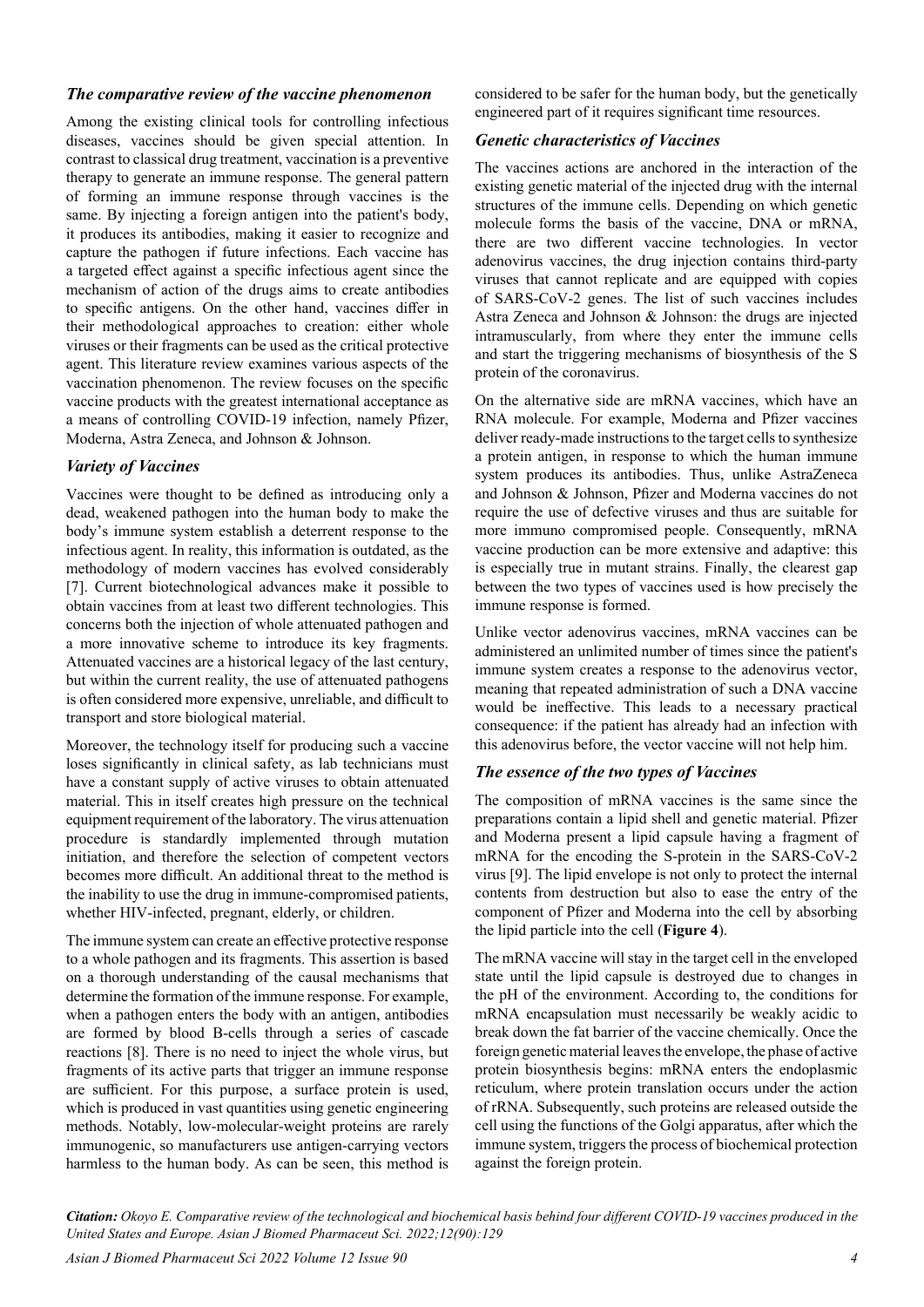### *The comparative review of the vaccine phenomenon*

Among the existing clinical tools for controlling infectious diseases, vaccines should be given special attention. In contrast to classical drug treatment, vaccination is a preventive therapy to generate an immune response. The general pattern of forming an immune response through vaccines is the same. By injecting a foreign antigen into the patient's body, it produces its antibodies, making it easier to recognize and capture the pathogen if future infections. Each vaccine has a targeted effect against a specific infectious agent since the mechanism of action of the drugs aims to create antibodies to specific antigens. On the other hand, vaccines differ in their methodological approaches to creation: either whole viruses or their fragments can be used as the critical protective agent. This literature review examines various aspects of the vaccination phenomenon. The review focuses on the specific vaccine products with the greatest international acceptance as a means of controlling COVID-19 infection, namely Pfizer, Moderna, Astra Zeneca, and Johnson & Johnson.

### *Variety of Vaccines*

Vaccines were thought to be defined as introducing only a dead, weakened pathogen into the human body to make the body's immune system establish a deterrent response to the infectious agent. In reality, this information is outdated, as the methodology of modern vaccines has evolved considerably [7]. Current biotechnological advances make it possible to obtain vaccines from at least two different technologies. This concerns both the injection of whole attenuated pathogen and a more innovative scheme to introduce its key fragments. Attenuated vaccines are a historical legacy of the last century, but within the current reality, the use of attenuated pathogens is often considered more expensive, unreliable, and difficult to transport and store biological material.

Moreover, the technology itself for producing such a vaccine loses significantly in clinical safety, as lab technicians must have a constant supply of active viruses to obtain attenuated material. This in itself creates high pressure on the technical equipment requirement of the laboratory. The virus attenuation procedure is standardly implemented through mutation initiation, and therefore the selection of competent vectors becomes more difficult. An additional threat to the method is the inability to use the drug in immune-compromised patients, whether HIV-infected, pregnant, elderly, or children.

The immune system can create an effective protective response to a whole pathogen and its fragments. This assertion is based on a thorough understanding of the causal mechanisms that determine the formation of the immune response. For example, when a pathogen enters the body with an antigen, antibodies are formed by blood B-cells through a series of cascade reactions [8]. There is no need to inject the whole virus, but fragments of its active parts that trigger an immune response are sufficient. For this purpose, a surface protein is used, which is produced in vast quantities using genetic engineering methods. Notably, low-molecular-weight proteins are rarely immunogenic, so manufacturers use antigen-carrying vectors harmless to the human body. As can be seen, this method is considered to be safer for the human body, but the genetically engineered part of it requires significant time resources.

### *Genetic characteristics of Vaccines*

The vaccines actions are anchored in the interaction of the existing genetic material of the injected drug with the internal structures of the immune cells. Depending on which genetic molecule forms the basis of the vaccine, DNA or mRNA, there are two different vaccine technologies. In vector adenovirus vaccines, the drug injection contains third-party viruses that cannot replicate and are equipped with copies of SARS-CoV-2 genes. The list of such vaccines includes Astra Zeneca and Johnson & Johnson: the drugs are injected intramuscularly, from where they enter the immune cells and start the triggering mechanisms of biosynthesis of the S protein of the coronavirus.

On the alternative side are mRNA vaccines, which have an RNA molecule. For example, Moderna and Pfizer vaccines deliver ready-made instructions to the target cells to synthesize a protein antigen, in response to which the human immune system produces its antibodies. Thus, unlike AstraZeneca and Johnson & Johnson, Pfizer and Moderna vaccines do not require the use of defective viruses and thus are suitable for more immuno compromised people. Consequently, mRNA vaccine production can be more extensive and adaptive: this is especially true in mutant strains. Finally, the clearest gap between the two types of vaccines used is how precisely the immune response is formed.

Unlike vector adenovirus vaccines, mRNA vaccines can be administered an unlimited number of times since the patient's immune system creates a response to the adenovirus vector, meaning that repeated administration of such a DNA vaccine would be ineffective. This leads to a necessary practical consequence: if the patient has already had an infection with this adenovirus before, the vector vaccine will not help him.

### *The essence of the two types of Vaccines*

The composition of mRNA vaccines is the same since the preparations contain a lipid shell and genetic material. Pfizer and Moderna present a lipid capsule having a fragment of mRNA for the encoding the S-protein in the SARS-CoV-2 virus [9]. The lipid envelope is not only to protect the internal contents from destruction but also to ease the entry of the component of Pfizer and Moderna into the cell by absorbing the lipid particle into the cell (**Figure 4**).

The mRNA vaccine will stay in the target cell in the enveloped state until the lipid capsule is destroyed due to changes in the pH of the environment. According to, the conditions for mRNA encapsulation must necessarily be weakly acidic to break down the fat barrier of the vaccine chemically. Once the foreign genetic material leaves the envelope, the phase of active protein biosynthesis begins: mRNA enters the endoplasmic reticulum, where protein translation occurs under the action of rRNA. Subsequently, such proteins are released outside the cell using the functions of the Golgi apparatus, after which the immune system, triggers the process of biochemical protection against the foreign protein.

***Citation:*** *Okoyo E. Comparative review of the technological and biochemical basis behind four different COVID-19 vaccines produced in the United States and Europe. Asian J Biomed Pharmaceut Sci. 2022;12(90):129*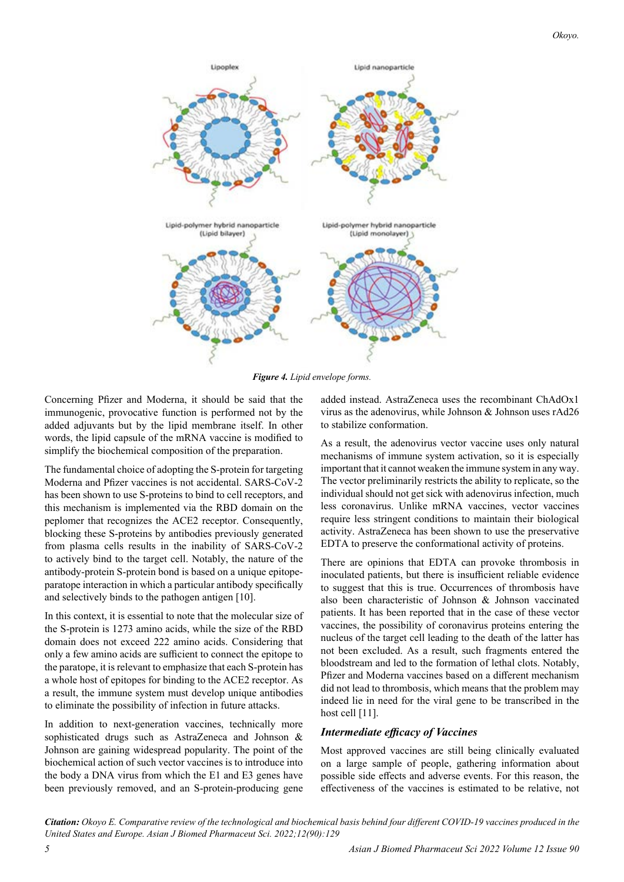**Figure 4.** *Lipid envelope forms.*

Concerning Pfizer and Moderna, it should be said that the immunogenic, provocative function is performed not by the added adjuvants but by the lipid membrane itself. In other words, the lipid capsule of the mRNA vaccine is modified to simplify the biochemical composition of the preparation.

The fundamental choice of adopting the S-protein for targeting Moderna and Pfizer vaccines is not accidental. SARS-CoV-2 has been shown to use S-proteins to bind to cell receptors, and this mechanism is implemented via the RBD domain on the peplomer that recognizes the ACE2 receptor. Consequently, blocking these S-proteins by antibodies previously generated from plasma cells results in the inability of SARS-CoV-2 to actively bind to the target cell. Notably, the nature of the antibody-protein S-protein bond is based on a unique epitope-paratope interaction in which a particular antibody specifically and selectively binds to the pathogen antigen [10].

In this context, it is essential to note that the molecular size of the S-protein is 1273 amino acids, while the size of the RBD domain does not exceed 222 amino acids. Considering that only a few amino acids are sufficient to connect the epitope to the paratope, it is relevant to emphasize that each S-protein has a whole host of epitopes for binding to the ACE2 receptor. As a result, the immune system must develop unique antibodies to eliminate the possibility of infection in future attacks.

In addition to next-generation vaccines, technically more sophisticated drugs such as AstraZeneca and Johnson & Johnson are gaining widespread popularity. The point of the biochemical action of such vector vaccines is to introduce into the body a DNA virus from which the E1 and E3 genes have been previously removed, and an S-protein-producing gene added instead. AstraZeneca uses the recombinant ChAdOx1 virus as the adenovirus, while Johnson & Johnson uses rAd26 to stabilize conformation.

As a result, the adenovirus vector vaccine uses only natural mechanisms of immune system activation, so it is especially important that it cannot weaken the immune system in any way. The vector preliminarily restricts the ability to replicate, so the individual should not get sick with adenovirus infection, much less coronavirus. Unlike mRNA vaccines, vector vaccines require less stringent conditions to maintain their biological activity. AstraZeneca has been shown to use the preservative EDTA to preserve the conformational activity of proteins.

There are opinions that EDTA can provoke thrombosis in inoculated patients, but there is insufficient reliable evidence to suggest that this is true. Occurrences of thrombosis have also been characteristic of Johnson & Johnson vaccinated patients. It has been reported that in the case of these vector vaccines, the possibility of coronavirus proteins entering the nucleus of the target cell leading to the death of the latter has not been excluded. As a result, such fragments entered the bloodstream and led to the formation of lethal clots. Notably, Pfizer and Moderna vaccines based on a different mechanism did not lead to thrombosis, which means that the problem may indeed lie in need for the viral gene to be transcribed in the host cell [11].

### *Intermediate efficacy of Vaccines*

Most approved vaccines are still being clinically evaluated on a large sample of people, gathering information about possible side effects and adverse events. For this reason, the effectiveness of the vaccines is estimated to be relative, not

***Citation:*** *Okoyo E. Comparative review of the technological and biochemical basis behind four different COVID-19 vaccines produced in the United States and Europe. Asian J Biomed Pharmaceut Sci. 2022;12(90):129*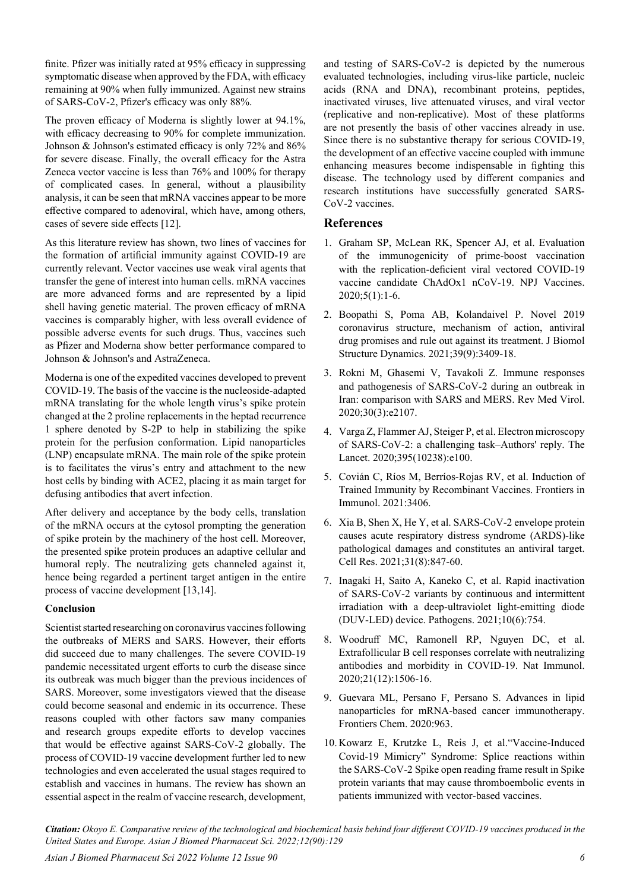finite. Pfizer was initially rated at 95% efficacy in suppressing symptomatic disease when approved by the FDA, with efficacy remaining at 90% when fully immunized. Against new strains of SARS-CoV-2, Pfizer's efficacy was only 88%.

The proven efficacy of Moderna is slightly lower at 94.1%, with efficacy decreasing to 90% for complete immunization. Johnson & Johnson's estimated efficacy is only 72% and 86% for severe disease. Finally, the overall efficacy for the Astra Zeneca vector vaccine is less than 76% and 100% for therapy of complicated cases. In general, without a plausibility analysis, it can be seen that mRNA vaccines appear to be more effective compared to adenoviral, which have, among others, cases of severe side effects [12].

As this literature review has shown, two lines of vaccines for the formation of artificial immunity against COVID-19 are currently relevant. Vector vaccines use weak viral agents that transfer the gene of interest into human cells. mRNA vaccines are more advanced forms and are represented by a lipid shell having genetic material. The proven efficacy of mRNA vaccines is comparably higher, with less overall evidence of possible adverse events for such drugs. Thus, vaccines such as Pfizer and Moderna show better performance compared to Johnson & Johnson's and AstraZeneca.

Moderna is one of the expedited vaccines developed to prevent COVID-19. The basis of the vaccine is the nucleoside-adapted mRNA translating for the whole length virus's spike protein changed at the 2 proline replacements in the heptad recurrence 1 sphere denoted by S-2P to help in stabilizing the spike protein for the perfusion conformation. Lipid nanoparticles (LNP) encapsulate mRNA. The main role of the spike protein is to facilitates the virus's entry and attachment to the new host cells by binding with ACE2, placing it as main target for defusing antibodies that avert infection.

After delivery and acceptance by the body cells, translation of the mRNA occurs at the cytosol prompting the generation of spike protein by the machinery of the host cell. Moreover, the presented spike protein produces an adaptive cellular and humoral reply. The neutralizing gets channeled against it, hence being regarded a pertinent target antigen in the entire process of vaccine development [13,14].

### Conclusion

Scientist started researching on coronavirus vaccines following the outbreaks of MERS and SARS. However, their efforts did succeed due to many challenges. The severe COVID-19 pandemic necessitated urgent efforts to curb the disease since its outbreak was much bigger than the previous incidences of SARS. Moreover, some investigators viewed that the disease could become seasonal and endemic in its occurrence. These reasons coupled with other factors saw many companies and research groups expedite efforts to develop vaccines that would be effective against SARS-CoV-2 globally. The process of COVID-19 vaccine development further led to new technologies and even accelerated the usual stages required to establish and vaccines in humans. The review has shown an essential aspect in the realm of vaccine research, development, and testing of SARS-CoV-2 is depicted by the numerous evaluated technologies, including virus-like particle, nucleic acids (RNA and DNA), recombinant proteins, peptides, inactivated viruses, live attenuated viruses, and viral vector (replicative and non-replicative). Most of these platforms are not presently the basis of other vaccines already in use. Since there is no substantive therapy for serious COVID-19, the development of an effective vaccine coupled with immune enhancing measures become indispensable in fighting this disease. The technology used by different companies and research institutions have successfully generated SARS-CoV-2 vaccines.

## References

1. Graham SP, McLean RK, Spencer AJ, et al. Evaluation of the immunogenicity of prime-boost vaccination with the replication-deficient viral vectored COVID-19 vaccine candidate ChAdOx1 nCoV-19. NPJ Vaccines. 2020;5(1):1-6.
2. Boopathi S, Poma AB, Kolandaivel P. Novel 2019 coronavirus structure, mechanism of action, antiviral drug promises and rule out against its treatment. J Biomol Structure Dynamics. 2021;39(9):3409-18.
3. Rokni M, Ghasemi V, Tavakoli Z. Immune responses and pathogenesis of SARS-CoV-2 during an outbreak in Iran: comparison with SARS and MERS. Rev Med Virol. 2020;30(3):e2107.
4. Varga Z, Flammer AJ, Steiger P, et al. Electron microscopy of SARS-CoV-2: a challenging task–Authors' reply. The Lancet. 2020;395(10238):e100.
5. Covián C, Ríos M, Berríos-Rojas RV, et al. Induction of Trained Immunity by Recombinant Vaccines. Frontiers in Immunol. 2021:3406.
6. Xia B, Shen X, He Y, et al. SARS-CoV-2 envelope protein causes acute respiratory distress syndrome (ARDS)-like pathological damages and constitutes an antiviral target. Cell Res. 2021;31(8):847-60.
7. Inagaki H, Saito A, Kaneko C, et al. Rapid inactivation of SARS-CoV-2 variants by continuous and intermittent irradiation with a deep-ultraviolet light-emitting diode (DUV-LED) device. Pathogens. 2021;10(6):754.
8. Woodruff MC, Ramonell RP, Nguyen DC, et al. Extrafollicular B cell responses correlate with neutralizing antibodies and morbidity in COVID-19. Nat Immunol. 2020;21(12):1506-16.
9. Guevara ML, Persano F, Persano S. Advances in lipid nanoparticles for mRNA-based cancer immunotherapy. Frontiers Chem. 2020:963.
10. Kowarz E, Krutzke L, Reis J, et al."Vaccine-Induced Covid-19 Mimicry" Syndrome: Splice reactions within the SARS-CoV-2 Spike open reading frame result in Spike protein variants that may cause thromboembolic events in patients immunized with vector-based vaccines.

***Citation:*** *Okoyo E. Comparative review of the technological and biochemical basis behind four different COVID-19 vaccines produced in the United States and Europe. Asian J Biomed Pharmaceut Sci. 2022;12(90):129*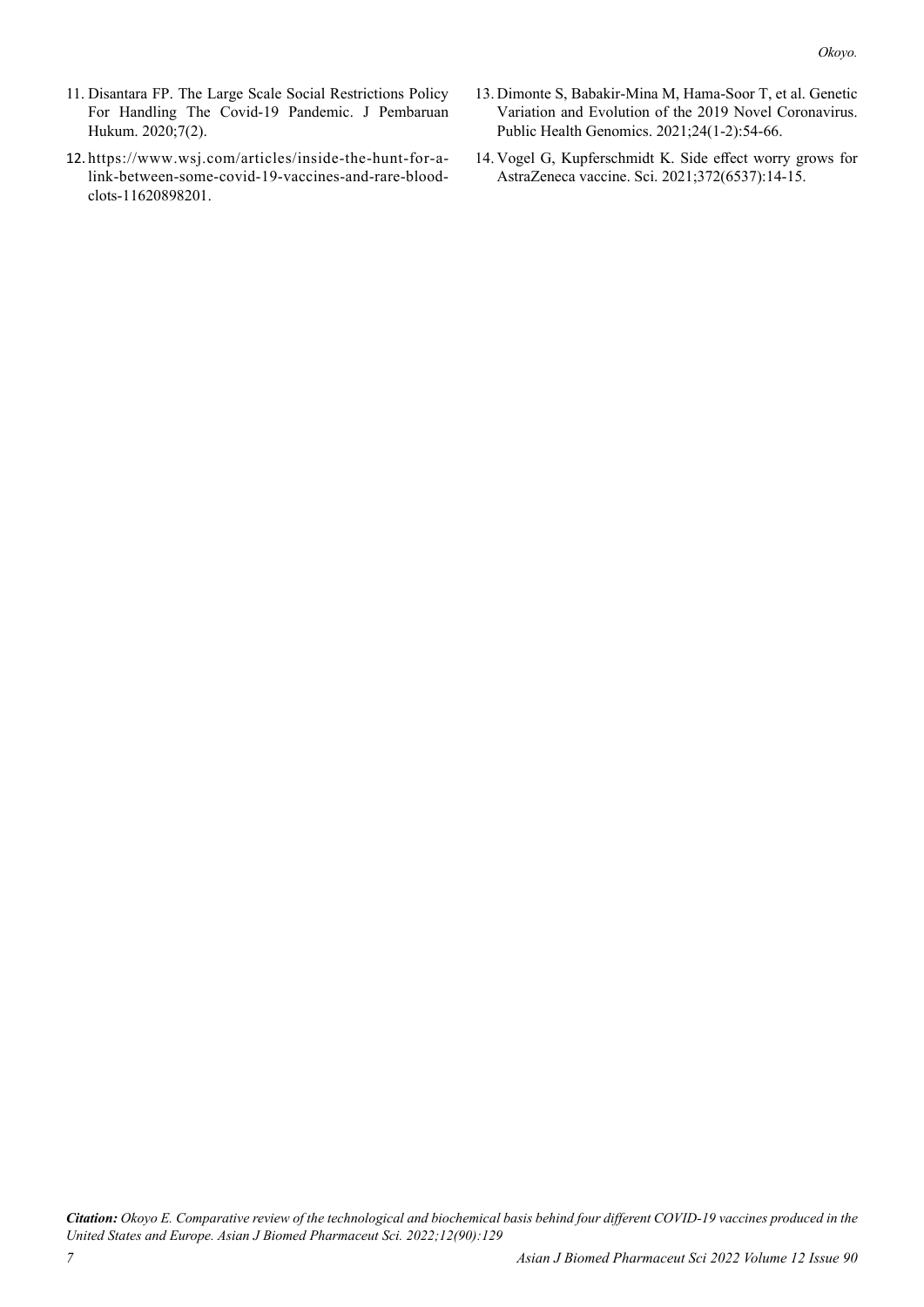11. Disantara FP. The Large Scale Social Restrictions Policy For Handling The Covid-19 Pandemic. J Pembaruan Hukum. 2020;7(2).

12. https://www.wsj.com/articles/inside-the-hunt-for-a-link-between-some-covid-19-vaccines-and-rare-blood-clots-11620898201.

13. Dimonte S, Babakir-Mina M, Hama-Soor T, et al. Genetic Variation and Evolution of the 2019 Novel Coronavirus. Public Health Genomics. 2021;24(1-2):54-66.

14. Vogel G, Kupferschmidt K. Side effect worry grows for AstraZeneca vaccine. Sci. 2021;372(6537):14-15.

***Citation:*** *Okoyo E. Comparative review of the technological and biochemical basis behind four different COVID-19 vaccines produced in the United States and Europe. Asian J Biomed Pharmaceut Sci. 2022;12(90):129*